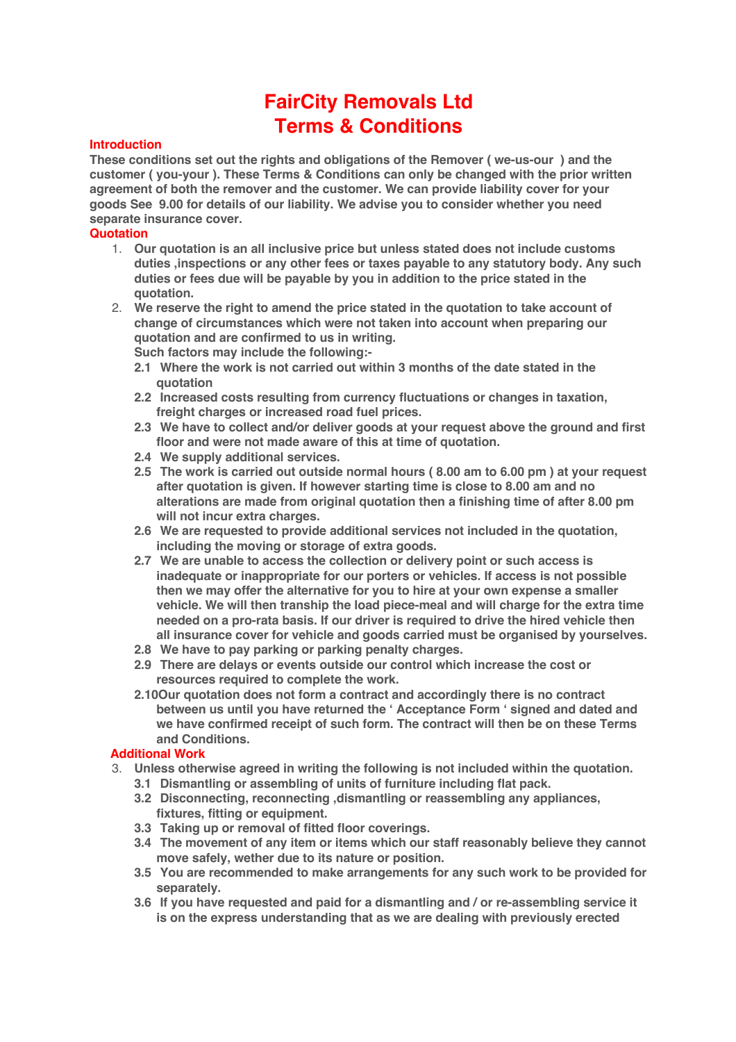# FairCity Removals Ltd
# Terms & Conditions

## Introduction

**These conditions set out the rights and obligations of the Remover ( we-us-our ) and the customer ( you-your ). These Terms & Conditions can only be changed with the prior written agreement of both the remover and the customer. We can provide liability cover for your goods See 9.00 for details of our liability. We advise you to consider whether you need separate insurance cover.**

## Quotation

1. **Our quotation is an all inclusive price but unless stated does not include customs duties ,inspections or any other fees or taxes payable to any statutory body. Any such duties or fees due will be payable by you in addition to the price stated in the quotation.**
2. **We reserve the right to amend the price stated in the quotation to take account of change of circumstances which were not taken into account when preparing our quotation and are confirmed to us in writing.**
   **Such factors may include the following:-**
   - **2.1 Where the work is not carried out within 3 months of the date stated in the quotation**
   - **2.2 Increased costs resulting from currency fluctuations or changes in taxation, freight charges or increased road fuel prices.**
   - **2.3 We have to collect and/or deliver goods at your request above the ground and first floor and were not made aware of this at time of quotation.**
   - **2.4 We supply additional services.**
   - **2.5 The work is carried out outside normal hours ( 8.00 am to 6.00 pm ) at your request after quotation is given. If however starting time is close to 8.00 am and no alterations are made from original quotation then a finishing time of after 8.00 pm will not incur extra charges.**
   - **2.6 We are requested to provide additional services not included in the quotation, including the moving or storage of extra goods.**
   - **2.7 We are unable to access the collection or delivery point or such access is inadequate or inappropriate for our porters or vehicles. If access is not possible then we may offer the alternative for you to hire at your own expense a smaller vehicle. We will then tranship the load piece-meal and will charge for the extra time needed on a pro-rata basis. If our driver is required to drive the hired vehicle then all insurance cover for vehicle and goods carried must be organised by yourselves.**
   - **2.8 We have to pay parking or parking penalty charges.**
   - **2.9 There are delays or events outside our control which increase the cost or resources required to complete the work.**
   - **2.10Our quotation does not form a contract and accordingly there is no contract between us until you have returned the ' Acceptance Form ' signed and dated and we have confirmed receipt of such form. The contract will then be on these Terms and Conditions.**

## Additional Work

3. **Unless otherwise agreed in writing the following is not included within the quotation.**
   - **3.1 Dismantling or assembling of units of furniture including flat pack.**
   - **3.2 Disconnecting, reconnecting ,dismantling or reassembling any appliances, fixtures, fitting or equipment.**
   - **3.3 Taking up or removal of fitted floor coverings.**
   - **3.4 The movement of any item or items which our staff reasonably believe they cannot move safely, wether due to its nature or position.**
   - **3.5 You are recommended to make arrangements for any such work to be provided for separately.**
   - **3.6 If you have requested and paid for a dismantling and / or re-assembling service it is on the express understanding that as we are dealing with previously erected**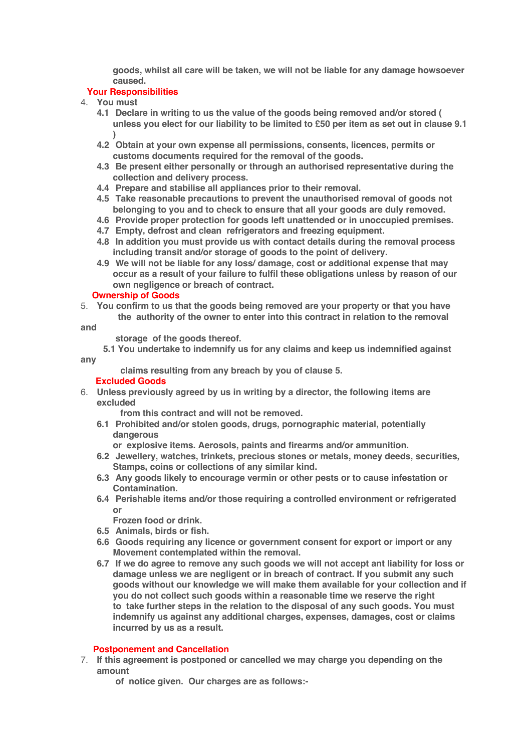**goods, whilst all care will be taken, we will not be liable for any damage howsoever caused.**

## Your Responsibilities

4. **You must**
   - **4.1 Declare in writing to us the value of the goods being removed and/or stored ( unless you elect for our liability to be limited to £50 per item as set out in clause 9.1 )**
   - **4.2 Obtain at your own expense all permissions, consents, licences, permits or customs documents required for the removal of the goods.**
   - **4.3 Be present either personally or through an authorised representative during the collection and delivery process.**
   - **4.4 Prepare and stabilise all appliances prior to their removal.**
   - **4.5 Take reasonable precautions to prevent the unauthorised removal of goods not belonging to you and to check to ensure that all your goods are duly removed.**
   - **4.6 Provide proper protection for goods left unattended or in unoccupied premises.**
   - **4.7 Empty, defrost and clean refrigerators and freezing equipment.**
   - **4.8 In addition you must provide us with contact details during the removal process including transit and/or storage of goods to the point of delivery.**
   - **4.9 We will not be liable for any loss/ damage, cost or additional expense that may occur as a result of your failure to fulfil these obligations unless by reason of our own negligence or breach of contract.**

## Ownership of Goods

5. **You confirm to us that the goods being removed are your property or that you have the authority of the owner to enter into this contract in relation to the removal and storage of the goods thereof.**
   - **5.1 You undertake to indemnify us for any claims and keep us indemnified against any claims resulting from any breach by you of clause 5.**

## Excluded Goods

6. **Unless previously agreed by us in writing by a director, the following items are excluded from this contract and will not be removed.**
   - **6.1 Prohibited and/or stolen goods, drugs, pornographic material, potentially dangerous or explosive items. Aerosols, paints and firearms and/or ammunition.**
   - **6.2 Jewellery, watches, trinkets, precious stones or metals, money deeds, securities, Stamps, coins or collections of any similar kind.**
   - **6.3 Any goods likely to encourage vermin or other pests or to cause infestation or Contamination.**
   - **6.4 Perishable items and/or those requiring a controlled environment or refrigerated or Frozen food or drink.**
   - **6.5 Animals, birds or fish.**
   - **6.6 Goods requiring any licence or government consent for export or import or any Movement contemplated within the removal.**
   - **6.7 If we do agree to remove any such goods we will not accept ant liability for loss or damage unless we are negligent or in breach of contract. If you submit any such goods without our knowledge we will make them available for your collection and if you do not collect such goods within a reasonable time we reserve the right to take further steps in the relation to the disposal of any such goods. You must indemnify us against any additional charges, expenses, damages, cost or claims incurred by us as a result.**

## Postponement and Cancellation

7. **If this agreement is postponed or cancelled we may charge you depending on the amount of notice given. Our charges are as follows:-**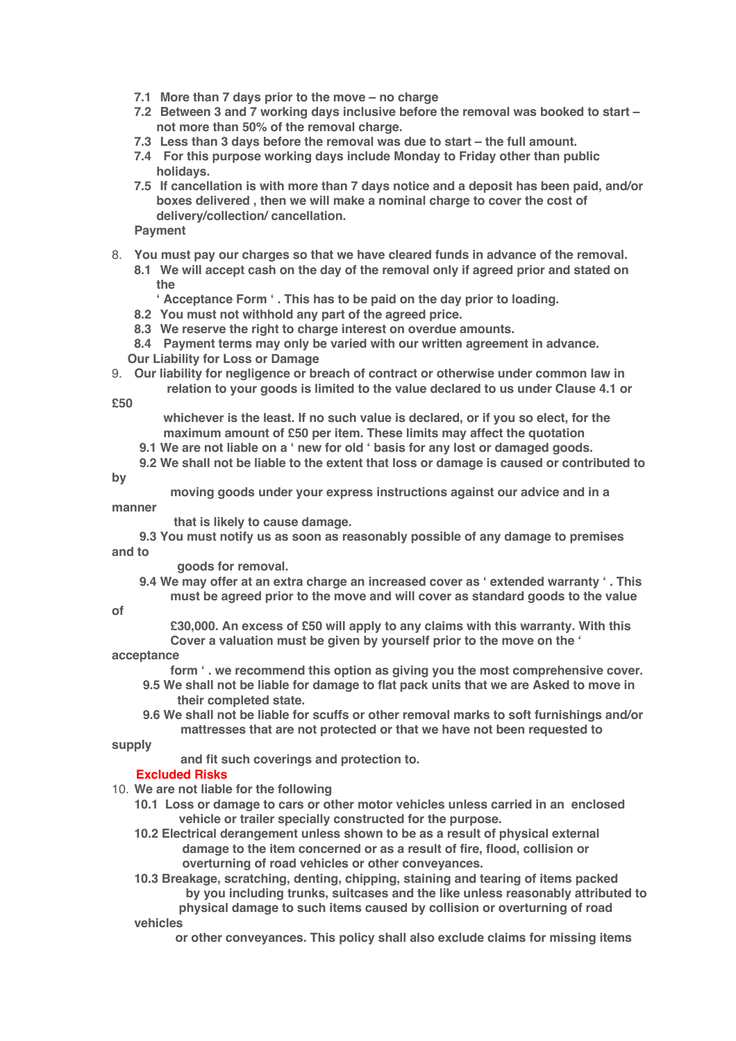**7.1 More than 7 days prior to the move – no charge**

**7.2 Between 3 and 7 working days inclusive before the removal was booked to start – not more than 50% of the removal charge.**

**7.3 Less than 3 days before the removal was due to start – the full amount.**

**7.4 For this purpose working days include Monday to Friday other than public holidays.**

**7.5 If cancellation is with more than 7 days notice and a deposit has been paid, and/or boxes delivered , then we will make a nominal charge to cover the cost of delivery/collection/ cancellation.**

**Payment**

8. **You must pay our charges so that we have cleared funds in advance of the removal.**

**8.1 We will accept cash on the day of the removal only if agreed prior and stated on the ' Acceptance Form ' . This has to be paid on the day prior to loading.**

**8.2 You must not withhold any part of the agreed price.**

**8.3 We reserve the right to charge interest on overdue amounts.**

**8.4 Payment terms may only be varied with our written agreement in advance.**

**Our Liability for Loss or Damage**

9. **Our liability for negligence or breach of contract or otherwise under common law in relation to your goods is limited to the value declared to us under Clause 4.1 or £50 whichever is the least. If no such value is declared, or if you so elect, for the maximum amount of £50 per item. These limits may affect the quotation**

**9.1 We are not liable on a ' new for old ' basis for any lost or damaged goods.**

**9.2 We shall not be liable to the extent that loss or damage is caused or contributed to by moving goods under your express instructions against our advice and in a manner that is likely to cause damage.**

**9.3 You must notify us as soon as reasonably possible of any damage to premises and to goods for removal.**

**9.4 We may offer at an extra charge an increased cover as ' extended warranty ' . This must be agreed prior to the move and will cover as standard goods to the value of £30,000. An excess of £50 will apply to any claims with this warranty. With this Cover a valuation must be given by yourself prior to the move on the ' acceptance form ' . we recommend this option as giving you the most comprehensive cover.**

**9.5 We shall not be liable for damage to flat pack units that we are Asked to move in their completed state.**

**9.6 We shall not be liable for scuffs or other removal marks to soft furnishings and/or mattresses that are not protected or that we have not been requested to supply and fit such coverings and protection to.**

**Excluded Risks**

10. **We are not liable for the following**

**10.1 Loss or damage to cars or other motor vehicles unless carried in an enclosed vehicle or trailer specially constructed for the purpose.**

**10.2 Electrical derangement unless shown to be as a result of physical external damage to the item concerned or as a result of fire, flood, collision or overturning of road vehicles or other conveyances.**

**10.3 Breakage, scratching, denting, chipping, staining and tearing of items packed by you including trunks, suitcases and the like unless reasonably attributed to physical damage to such items caused by collision or overturning of road vehicles or other conveyances. This policy shall also exclude claims for missing items**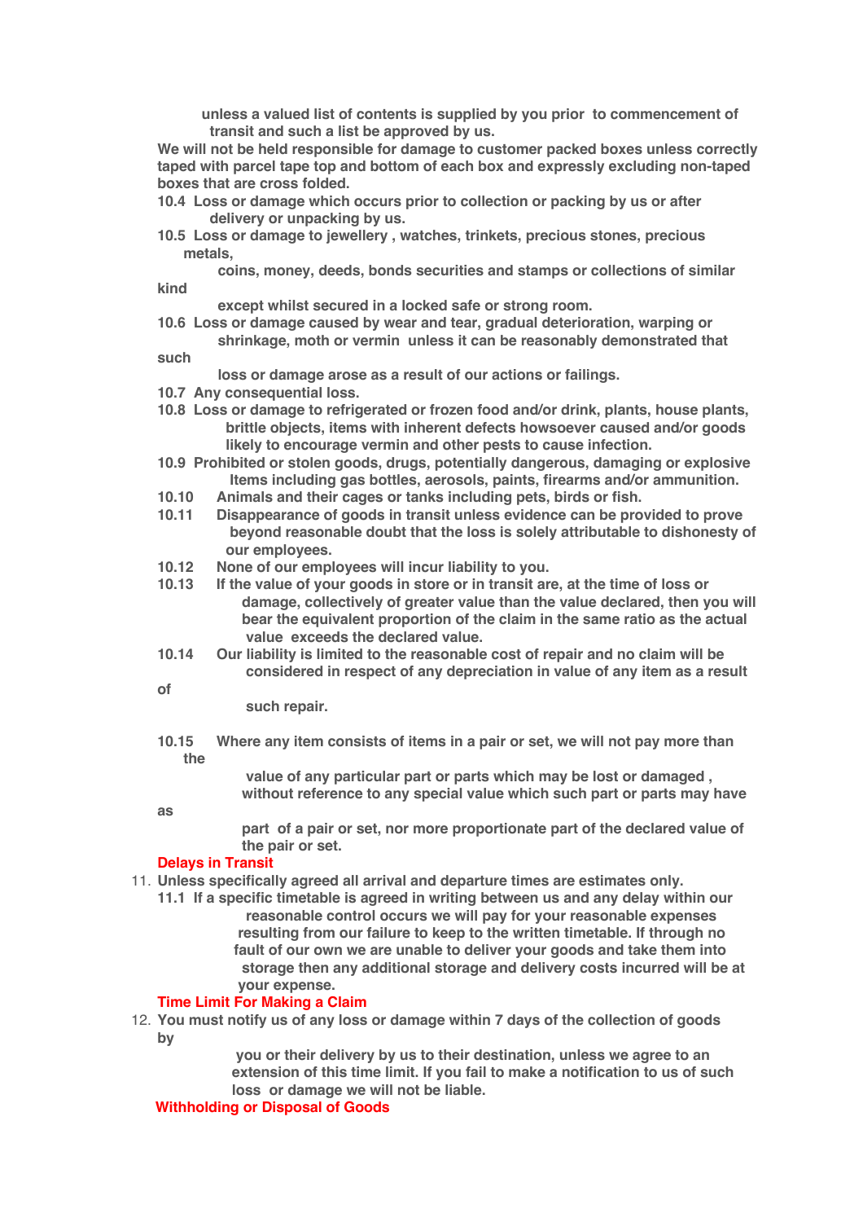**unless a valued list of contents is supplied by you prior to commencement of transit and such a list be approved by us.**

**We will not be held responsible for damage to customer packed boxes unless correctly taped with parcel tape top and bottom of each box and expressly excluding non-taped boxes that are cross folded.**

**10.4 Loss or damage which occurs prior to collection or packing by us or after delivery or unpacking by us.**

**10.5 Loss or damage to jewellery , watches, trinkets, precious stones, precious metals, coins, money, deeds, bonds securities and stamps or collections of similar kind except whilst secured in a locked safe or strong room.**

**10.6 Loss or damage caused by wear and tear, gradual deterioration, warping or shrinkage, moth or vermin unless it can be reasonably demonstrated that such loss or damage arose as a result of our actions or failings.**

**10.7 Any consequential loss.**

**10.8 Loss or damage to refrigerated or frozen food and/or drink, plants, house plants, brittle objects, items with inherent defects howsoever caused and/or goods likely to encourage vermin and other pests to cause infection.**

**10.9 Prohibited or stolen goods, drugs, potentially dangerous, damaging or explosive Items including gas bottles, aerosols, paints, firearms and/or ammunition.**

**10.10 Animals and their cages or tanks including pets, birds or fish.**

**10.11 Disappearance of goods in transit unless evidence can be provided to prove beyond reasonable doubt that the loss is solely attributable to dishonesty of our employees.**

**10.12 None of our employees will incur liability to you.**

**10.13 If the value of your goods in store or in transit are, at the time of loss or damage, collectively of greater value than the value declared, then you will bear the equivalent proportion of the claim in the same ratio as the actual value exceeds the declared value.**

**10.14 Our liability is limited to the reasonable cost of repair and no claim will be considered in respect of any depreciation in value of any item as a result of such repair.**

**10.15 Where any item consists of items in a pair or set, we will not pay more than the value of any particular part or parts which may be lost or damaged , without reference to any special value which such part or parts may have as part of a pair or set, nor more proportionate part of the declared value of the pair or set.**

## Delays in Transit

11. **Unless specifically agreed all arrival and departure times are estimates only.**

**11.1 If a specific timetable is agreed in writing between us and any delay within our reasonable control occurs we will pay for your reasonable expenses resulting from our failure to keep to the written timetable. If through no fault of our own we are unable to deliver your goods and take them into storage then any additional storage and delivery costs incurred will be at your expense.**

## Time Limit For Making a Claim

12. **You must notify us of any loss or damage within 7 days of the collection of goods by you or their delivery by us to their destination, unless we agree to an extension of this time limit. If you fail to make a notification to us of such loss or damage we will not be liable.**

## Withholding or Disposal of Goods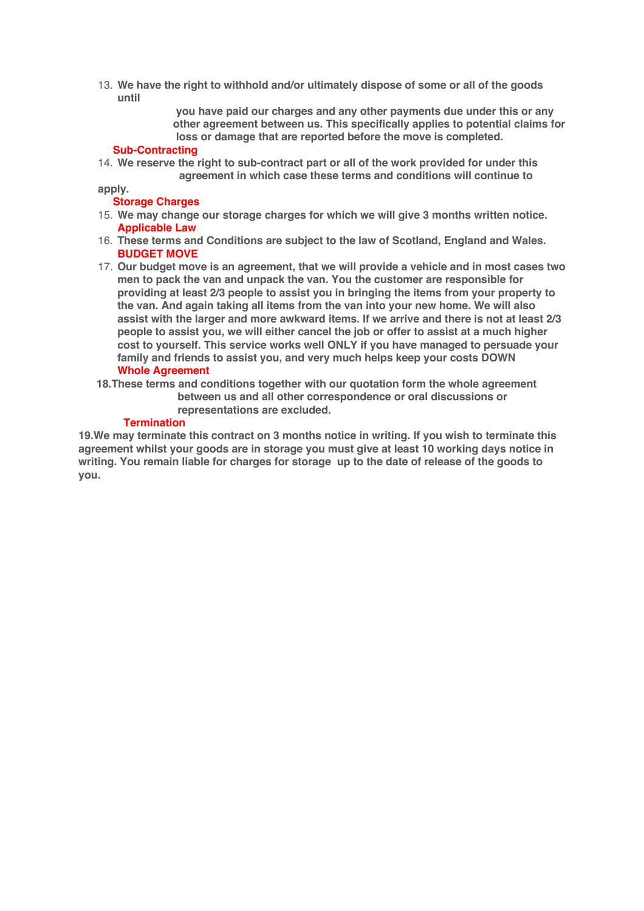13. **We have the right to withhold and/or ultimately dispose of some or all of the goods until you have paid our charges and any other payments due under this or any other agreement between us. This specifically applies to potential claims for loss or damage that are reported before the move is completed.**

**Sub-Contracting**

14. **We reserve the right to sub-contract part or all of the work provided for under this agreement in which case these terms and conditions will continue to apply.**

**Storage Charges**

15. **We may change our storage charges for which we will give 3 months written notice.**

**Applicable Law**

16. **These terms and Conditions are subject to the law of Scotland, England and Wales.**

**BUDGET MOVE**

17. **Our budget move is an agreement, that we will provide a vehicle and in most cases two men to pack the van and unpack the van. You the customer are responsible for providing at least 2/3 people to assist you in bringing the items from your property to the van. And again taking all items from the van into your new home. We will also assist with the larger and more awkward items. If we arrive and there is not at least 2/3 people to assist you, we will either cancel the job or offer to assist at a much higher cost to yourself. This service works well ONLY if you have managed to persuade your family and friends to assist you, and very much helps keep your costs DOWN**

**Whole Agreement**

18. **These terms and conditions together with our quotation form the whole agreement between us and all other correspondence or oral discussions or representations are excluded.**

**Termination**

19. **We may terminate this contract on 3 months notice in writing. If you wish to terminate this agreement whilst your goods are in storage you must give at least 10 working days notice in writing. You remain liable for charges for storage up to the date of release of the goods to you.**